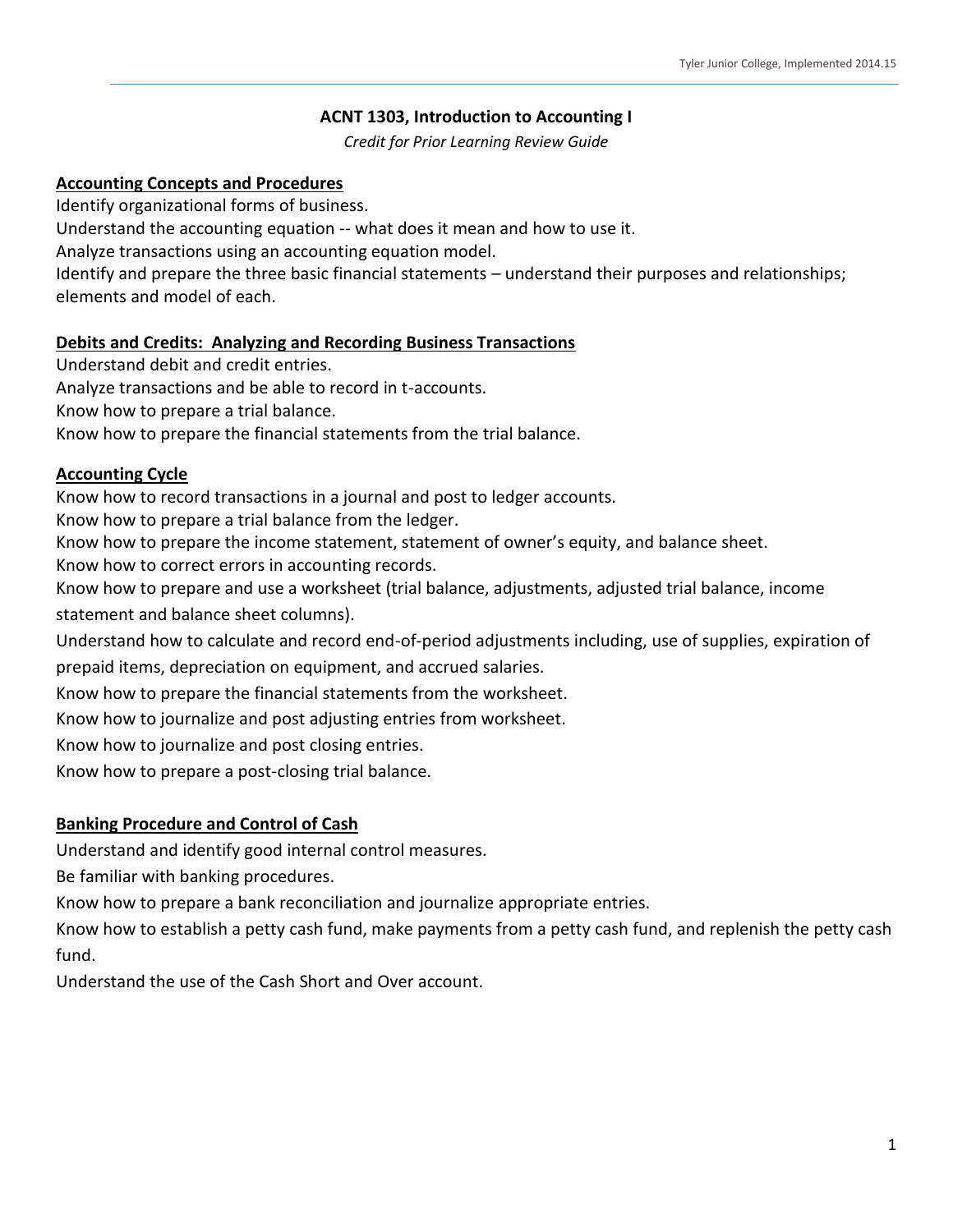# ACNT 1303, Introduction to Accounting I

*Credit for Prior Learning Review Guide*

## Accounting Concepts and Procedures

Identify organizational forms of business.

Understand the accounting equation -- what does it mean and how to use it.

Analyze transactions using an accounting equation model.

Identify and prepare the three basic financial statements – understand their purposes and relationships; elements and model of each.

## Debits and Credits: Analyzing and Recording Business Transactions

Understand debit and credit entries.

Analyze transactions and be able to record in t-accounts.

Know how to prepare a trial balance.

Know how to prepare the financial statements from the trial balance.

## Accounting Cycle

Know how to record transactions in a journal and post to ledger accounts.

Know how to prepare a trial balance from the ledger.

Know how to prepare the income statement, statement of owner's equity, and balance sheet.

Know how to correct errors in accounting records.

Know how to prepare and use a worksheet (trial balance, adjustments, adjusted trial balance, income statement and balance sheet columns).

Understand how to calculate and record end-of-period adjustments including, use of supplies, expiration of prepaid items, depreciation on equipment, and accrued salaries.

Know how to prepare the financial statements from the worksheet.

Know how to journalize and post adjusting entries from worksheet.

Know how to journalize and post closing entries.

Know how to prepare a post-closing trial balance.

## Banking Procedure and Control of Cash

Understand and identify good internal control measures.

Be familiar with banking procedures.

Know how to prepare a bank reconciliation and journalize appropriate entries.

Know how to establish a petty cash fund, make payments from a petty cash fund, and replenish the petty cash fund.

Understand the use of the Cash Short and Over account.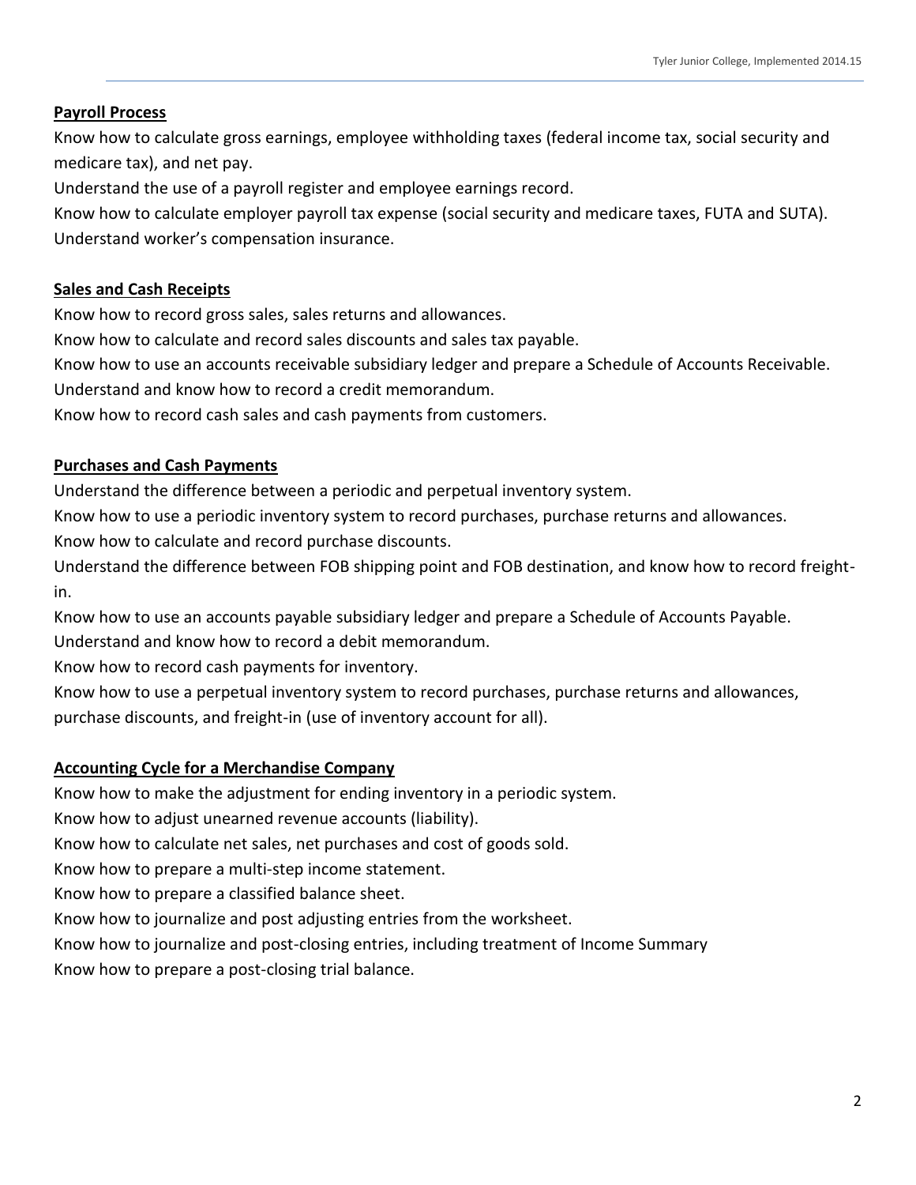**Payroll Process**

Know how to calculate gross earnings, employee withholding taxes (federal income tax, social security and medicare tax), and net pay.

Understand the use of a payroll register and employee earnings record.

Know how to calculate employer payroll tax expense (social security and medicare taxes, FUTA and SUTA).

Understand worker's compensation insurance.

**Sales and Cash Receipts**

Know how to record gross sales, sales returns and allowances.

Know how to calculate and record sales discounts and sales tax payable.

Know how to use an accounts receivable subsidiary ledger and prepare a Schedule of Accounts Receivable.

Understand and know how to record a credit memorandum.

Know how to record cash sales and cash payments from customers.

**Purchases and Cash Payments**

Understand the difference between a periodic and perpetual inventory system.

Know how to use a periodic inventory system to record purchases, purchase returns and allowances.

Know how to calculate and record purchase discounts.

Understand the difference between FOB shipping point and FOB destination, and know how to record freight-in.

Know how to use an accounts payable subsidiary ledger and prepare a Schedule of Accounts Payable.

Understand and know how to record a debit memorandum.

Know how to record cash payments for inventory.

Know how to use a perpetual inventory system to record purchases, purchase returns and allowances, purchase discounts, and freight-in (use of inventory account for all).

**Accounting Cycle for a Merchandise Company**

Know how to make the adjustment for ending inventory in a periodic system.

Know how to adjust unearned revenue accounts (liability).

Know how to calculate net sales, net purchases and cost of goods sold.

Know how to prepare a multi-step income statement.

Know how to prepare a classified balance sheet.

Know how to journalize and post adjusting entries from the worksheet.

Know how to journalize and post-closing entries, including treatment of Income Summary

Know how to prepare a post-closing trial balance.